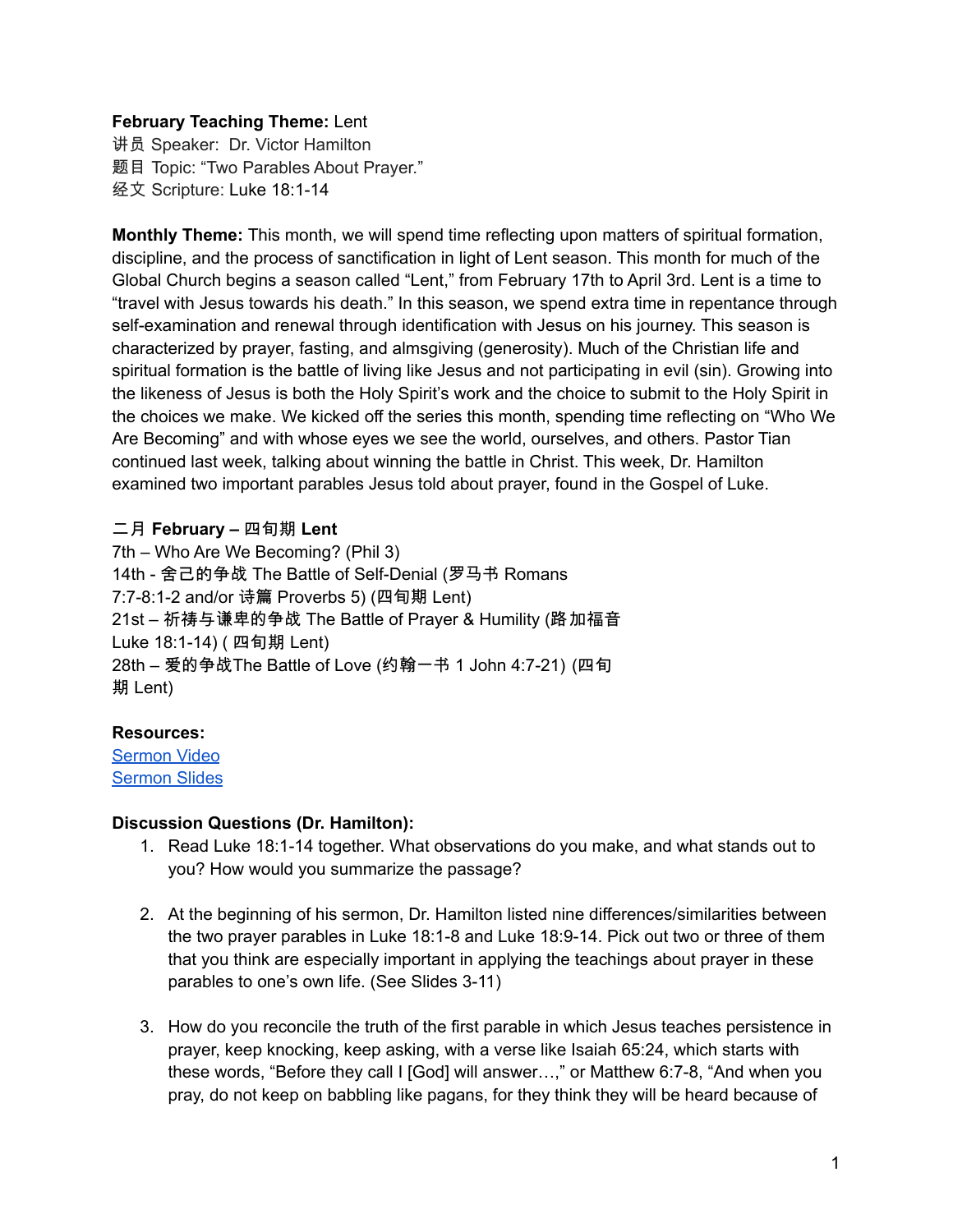**February Teaching Theme:** Lent
讲员 Speaker: Dr. Victor Hamilton
题目 Topic: "Two Parables About Prayer."
经文 Scripture: Luke 18:1-14

**Monthly Theme:** This month, we will spend time reflecting upon matters of spiritual formation, discipline, and the process of sanctification in light of Lent season. This month for much of the Global Church begins a season called "Lent," from February 17th to April 3rd. Lent is a time to "travel with Jesus towards his death." In this season, we spend extra time in repentance through self-examination and renewal through identification with Jesus on his journey. This season is characterized by prayer, fasting, and almsgiving (generosity). Much of the Christian life and spiritual formation is the battle of living like Jesus and not participating in evil (sin). Growing into the likeness of Jesus is both the Holy Spirit's work and the choice to submit to the Holy Spirit in the choices we make. We kicked off the series this month, spending time reflecting on "Who We Are Becoming" and with whose eyes we see the world, ourselves, and others. Pastor Tian continued last week, talking about winning the battle in Christ. This week, Dr. Hamilton examined two important parables Jesus told about prayer, found in the Gospel of Luke.

**二月 February – 四旬期 Lent**
7th – Who Are We Becoming? (Phil 3)
14th - 舍己的争战 The Battle of Self-Denial (罗马书 Romans 7:7-8:1-2 and/or 诗篇 Proverbs 5) (四旬期 Lent)
21st – 祈祷与谦卑的争战 The Battle of Prayer & Humility (路加福音 Luke 18:1-14) ( 四旬期 Lent)
28th – 爱的争战The Battle of Love (约翰一书 1 John 4:7-21) (四旬期 Lent)

**Resources:**
[Sermon Video]
[Sermon Slides]

**Discussion Questions (Dr. Hamilton):**

1. Read Luke 18:1-14 together. What observations do you make, and what stands out to you? How would you summarize the passage?

2. At the beginning of his sermon, Dr. Hamilton listed nine differences/similarities between the two prayer parables in Luke 18:1-8 and Luke 18:9-14. Pick out two or three of them that you think are especially important in applying the teachings about prayer in these parables to one's own life. (See Slides 3-11)

3. How do you reconcile the truth of the first parable in which Jesus teaches persistence in prayer, keep knocking, keep asking, with a verse like Isaiah 65:24, which starts with these words, "Before they call I [God] will answer…," or Matthew 6:7-8, "And when you pray, do not keep on babbling like pagans, for they think they will be heard because of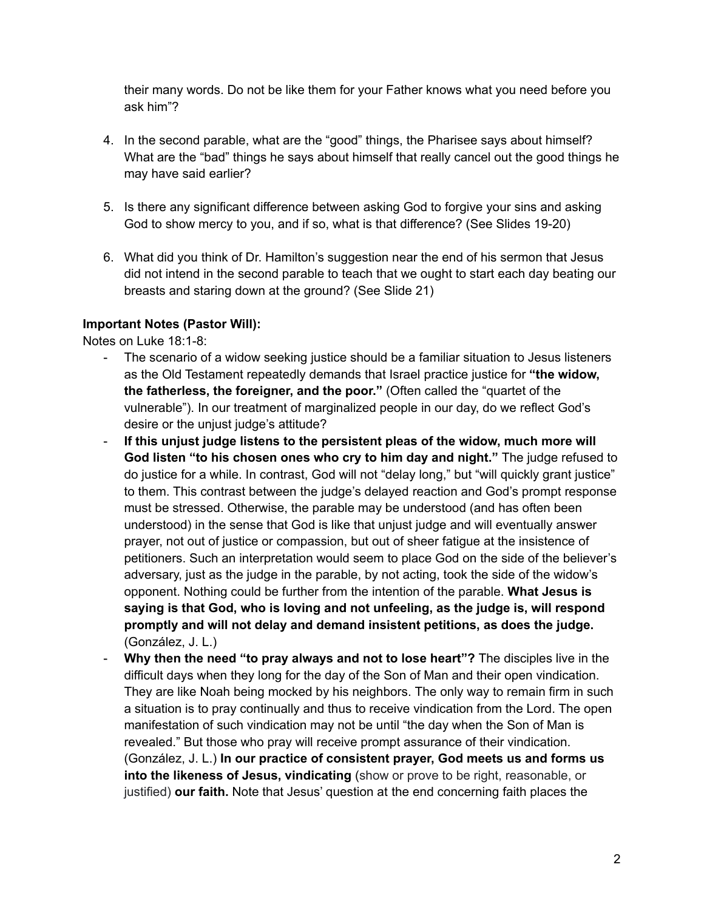their many words. Do not be like them for your Father knows what you need before you ask him"?

4. In the second parable, what are the "good" things, the Pharisee says about himself? What are the "bad" things he says about himself that really cancel out the good things he may have said earlier?

5. Is there any significant difference between asking God to forgive your sins and asking God to show mercy to you, and if so, what is that difference? (See Slides 19-20)

6. What did you think of Dr. Hamilton's suggestion near the end of his sermon that Jesus did not intend in the second parable to teach that we ought to start each day beating our breasts and staring down at the ground? (See Slide 21)

**Important Notes (Pastor Will):**

Notes on Luke 18:1-8:

- The scenario of a widow seeking justice should be a familiar situation to Jesus listeners as the Old Testament repeatedly demands that Israel practice justice for **"the widow, the fatherless, the foreigner, and the poor."** (Often called the "quartet of the vulnerable"). In our treatment of marginalized people in our day, do we reflect God's desire or the unjust judge's attitude?
- **If this unjust judge listens to the persistent pleas of the widow, much more will God listen "to his chosen ones who cry to him day and night."** The judge refused to do justice for a while. In contrast, God will not "delay long," but "will quickly grant justice" to them. This contrast between the judge's delayed reaction and God's prompt response must be stressed. Otherwise, the parable may be understood (and has often been understood) in the sense that God is like that unjust judge and will eventually answer prayer, not out of justice or compassion, but out of sheer fatigue at the insistence of petitioners. Such an interpretation would seem to place God on the side of the believer's adversary, just as the judge in the parable, by not acting, took the side of the widow's opponent. Nothing could be further from the intention of the parable. **What Jesus is saying is that God, who is loving and not unfeeling, as the judge is, will respond promptly and will not delay and demand insistent petitions, as does the judge.** (González, J. L.)
- **Why then the need "to pray always and not to lose heart"?** The disciples live in the difficult days when they long for the day of the Son of Man and their open vindication. They are like Noah being mocked by his neighbors. The only way to remain firm in such a situation is to pray continually and thus to receive vindication from the Lord. The open manifestation of such vindication may not be until "the day when the Son of Man is revealed." But those who pray will receive prompt assurance of their vindication. (González, J. L.) **In our practice of consistent prayer, God meets us and forms us into the likeness of Jesus, vindicating** (show or prove to be right, reasonable, or justified) **our faith.** Note that Jesus' question at the end concerning faith places the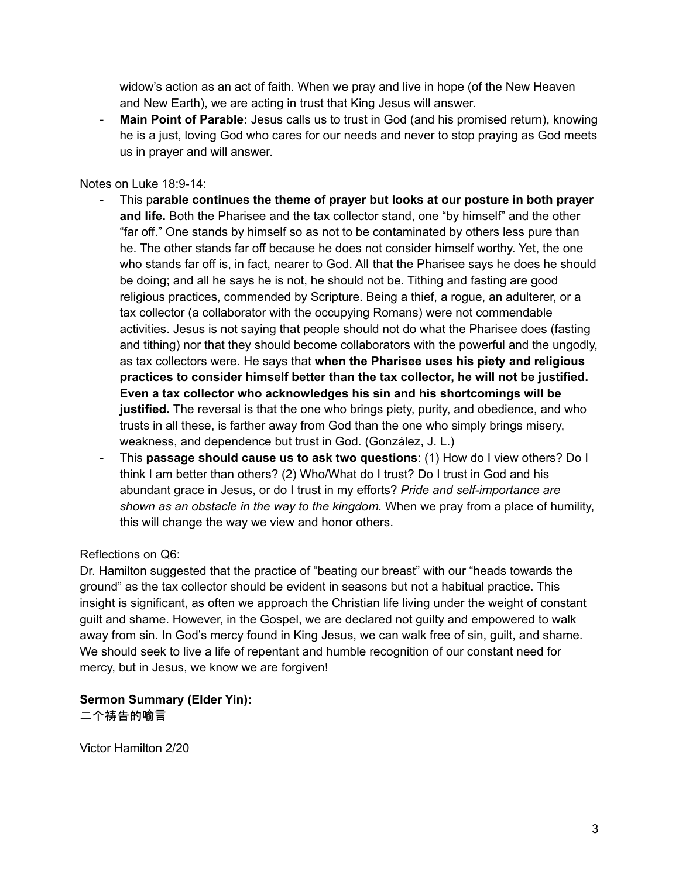widow's action as an act of faith. When we pray and live in hope (of the New Heaven and New Earth), we are acting in trust that King Jesus will answer.

- **Main Point of Parable:** Jesus calls us to trust in God (and his promised return), knowing he is a just, loving God who cares for our needs and never to stop praying as God meets us in prayer and will answer.

Notes on Luke 18:9-14:

- This p**arable continues the theme of prayer but looks at our posture in both prayer and life.** Both the Pharisee and the tax collector stand, one "by himself" and the other "far off." One stands by himself so as not to be contaminated by others less pure than he. The other stands far off because he does not consider himself worthy. Yet, the one who stands far off is, in fact, nearer to God. All that the Pharisee says he does he should be doing; and all he says he is not, he should not be. Tithing and fasting are good religious practices, commended by Scripture. Being a thief, a rogue, an adulterer, or a tax collector (a collaborator with the occupying Romans) were not commendable activities. Jesus is not saying that people should not do what the Pharisee does (fasting and tithing) nor that they should become collaborators with the powerful and the ungodly, as tax collectors were. He says that **when the Pharisee uses his piety and religious practices to consider himself better than the tax collector, he will not be justified. Even a tax collector who acknowledges his sin and his shortcomings will be justified.** The reversal is that the one who brings piety, purity, and obedience, and who trusts in all these, is farther away from God than the one who simply brings misery, weakness, and dependence but trust in God. (González, J. L.)
- This **passage should cause us to ask two questions**: (1) How do I view others? Do I think I am better than others? (2) Who/What do I trust? Do I trust in God and his abundant grace in Jesus, or do I trust in my efforts? *Pride and self-importance are shown as an obstacle in the way to the kingdom.* When we pray from a place of humility, this will change the way we view and honor others.

Reflections on Q6:

Dr. Hamilton suggested that the practice of "beating our breast" with our "heads towards the ground" as the tax collector should be evident in seasons but not a habitual practice. This insight is significant, as often we approach the Christian life living under the weight of constant guilt and shame. However, in the Gospel, we are declared not guilty and empowered to walk away from sin. In God's mercy found in King Jesus, we can walk free of sin, guilt, and shame. We should seek to live a life of repentant and humble recognition of our constant need for mercy, but in Jesus, we know we are forgiven!

**Sermon Summary (Elder Yin):**
**二个祷告的喻言**

Victor Hamilton 2/20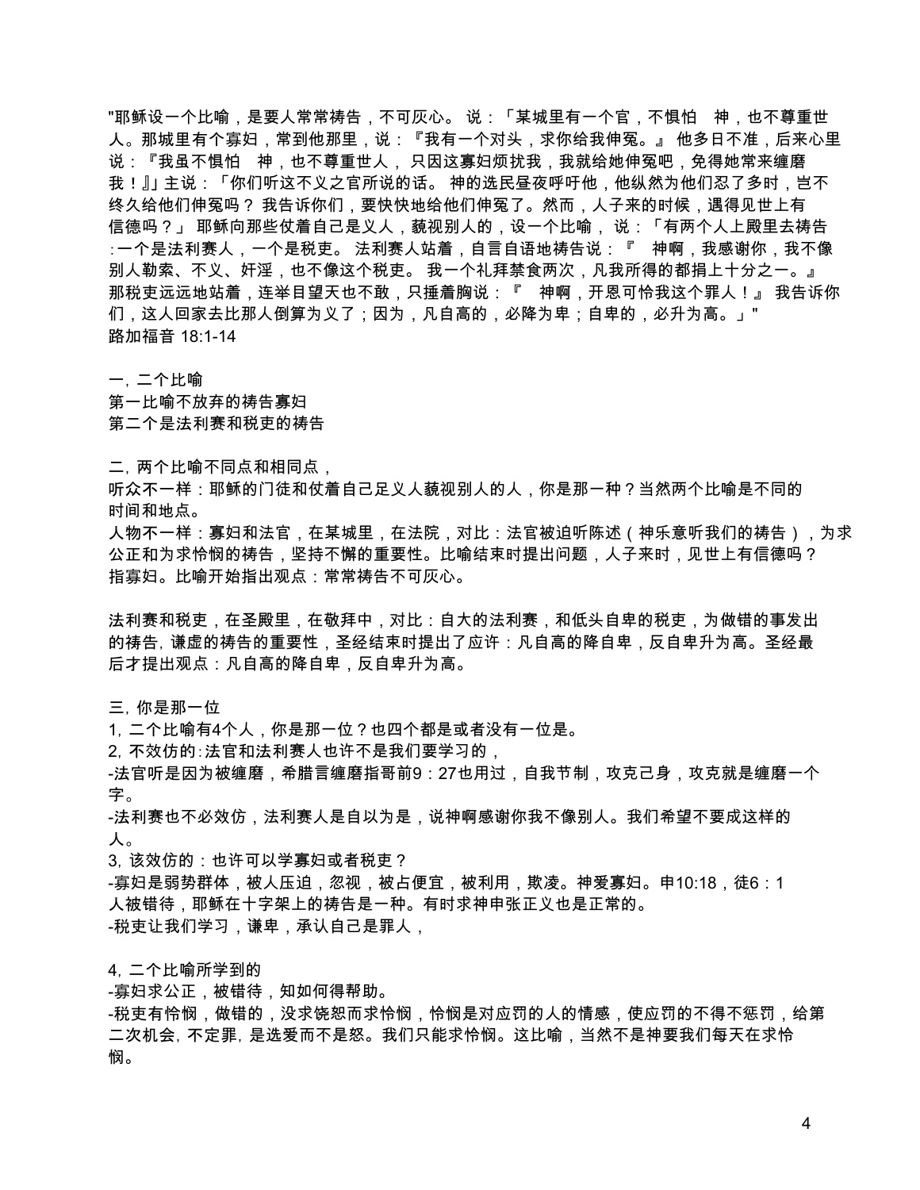"耶稣设一个比喻，是要人常常祷告，不可灰心。 说：「某城里有一个官，不惧怕　神，也不尊重世人。那城里有个寡妇，常到他那里，说：『我有一个对头，求你给我伸冤。』 他多日不准，后来心里说：『我虽不惧怕　神，也不尊重世人， 只因这寡妇烦扰我，我就给她伸冤吧，免得她常来缠磨我！』」主说：「你们听这不义之官所说的话。 神的选民昼夜呼吁他，他纵然为他们忍了多时，岂不终久给他们伸冤吗？ 我告诉你们，要快快地给他们伸冤了。然而，人子来的时候，遇得见世上有信德吗？」 耶稣向那些仗着自己是义人，藐视别人的，设一个比喻， 说：「有两个人上殿里去祷告：一个是法利赛人，一个是税吏。 法利赛人站着，自言自语地祷告说：『　神啊，我感谢你，我不像别人勒索、不义、奸淫，也不像这个税吏。 我一个礼拜禁食两次，凡我所得的都捐上十分之一。』 那税吏远远地站着，连举目望天也不敢，只捶着胸说：『　神啊，开恩可怜我这个罪人！』 我告诉你们，这人回家去比那人倒算为义了；因为，凡自高的，必降为卑；自卑的，必升为高。」"
路加福音 18:1-14

一，二个比喻
第一比喻不放弃的祷告寡妇
第二个是法利赛和税吏的祷告

二，两个比喻不同点和相同点，
听众不一样：耶稣的门徒和仗着自己足义人藐视别人的人，你是那一种？当然两个比喻是不同的时间和地点。
人物不一样：寡妇和法官，在某城里，在法院，对比：法官被迫听陈述（神乐意听我们的祷告），为求公正和为求怜悯的祷告，坚持不懈的重要性。比喻结束时提出问题，人子来时，见世上有信德吗？指寡妇。比喻开始指出观点：常常祷告不可灰心。

法利赛和税吏，在圣殿里，在敬拜中，对比：自大的法利赛，和低头自卑的税吏，为做错的事发出的祷告，谦虚的祷告的重要性，圣经结束时提出了应许：凡自高的降自卑，反自卑升为高。圣经最后才提出观点：凡自高的降自卑，反自卑升为高。

三，你是那一位
1，二个比喻有4个人，你是那一位？也四个都是或者没有一位是。
2，不效仿的:法官和法利赛人也许不是我们要学习的，
-法官听是因为被缠磨，希腊言缠磨指哥前9：27也用过，自我节制，攻克己身，攻克就是缠磨一个字。
-法利赛也不必效仿，法利赛人是自以为是，说神啊感谢你我不像别人。我们希望不要成这样的人。
3，该效仿的：也许可以学寡妇或者税吏？
-寡妇是弱势群体，被人压迫，忽视，被占便宜，被利用，欺凌。神爱寡妇。申10:18，徒6：1 人被错待，耶稣在十字架上的祷告是一种。有时求神申张正义也是正常的。
-税吏让我们学习，谦卑，承认自己是罪人，

4，二个比喻所学到的
-寡妇求公正，被错待，知如何得帮助。
-税吏有怜悯，做错的，没求饶恕而求怜悯，怜悯是对应罚的人的情感，使应罚的不得不惩罚，给第二次机会，不定罪，是选爱而不是怒。我们只能求怜悯。这比喻，当然不是神要我们每天在求怜悯。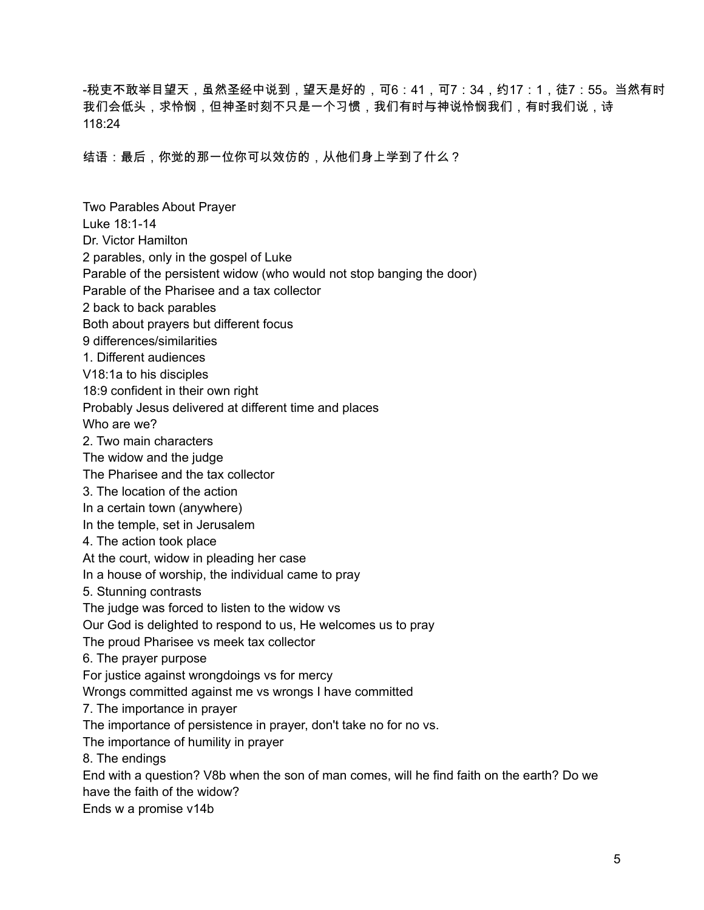-税吏不敢举目望天，虽然圣经中说到，望天是好的，可6：41，可7：34，约17：1，徒7：55。当然有时我们会低头，求怜悯，但神圣时刻不只是一个习惯，我们有时与神说怜悯我们，有时我们说，诗118:24

结语：最后，你觉的那一位你可以效仿的，从他们身上学到了什么？

Two Parables About Prayer
Luke 18:1-14
Dr. Victor Hamilton
2 parables, only in the gospel of Luke
Parable of the persistent widow (who would not stop banging the door)
Parable of the Pharisee and a tax collector
2 back to back parables
Both about prayers but different focus
9 differences/similarities
1. Different audiences
V18:1a to his disciples
18:9 confident in their own right
Probably Jesus delivered at different time and places
Who are we?
2. Two main characters
The widow and the judge
The Pharisee and the tax collector
3. The location of the action
In a certain town (anywhere)
In the temple, set in Jerusalem
4. The action took place
At the court, widow in pleading her case
In a house of worship, the individual came to pray
5. Stunning contrasts
The judge was forced to listen to the widow vs
Our God is delighted to respond to us, He welcomes us to pray
The proud Pharisee vs meek tax collector
6. The prayer purpose
For justice against wrongdoings vs for mercy
Wrongs committed against me vs wrongs I have committed
7. The importance in prayer
The importance of persistence in prayer, don't take no for no vs.
The importance of humility in prayer
8. The endings
End with a question? V8b when the son of man comes, will he find faith on the earth? Do we have the faith of the widow?
Ends w a promise v14b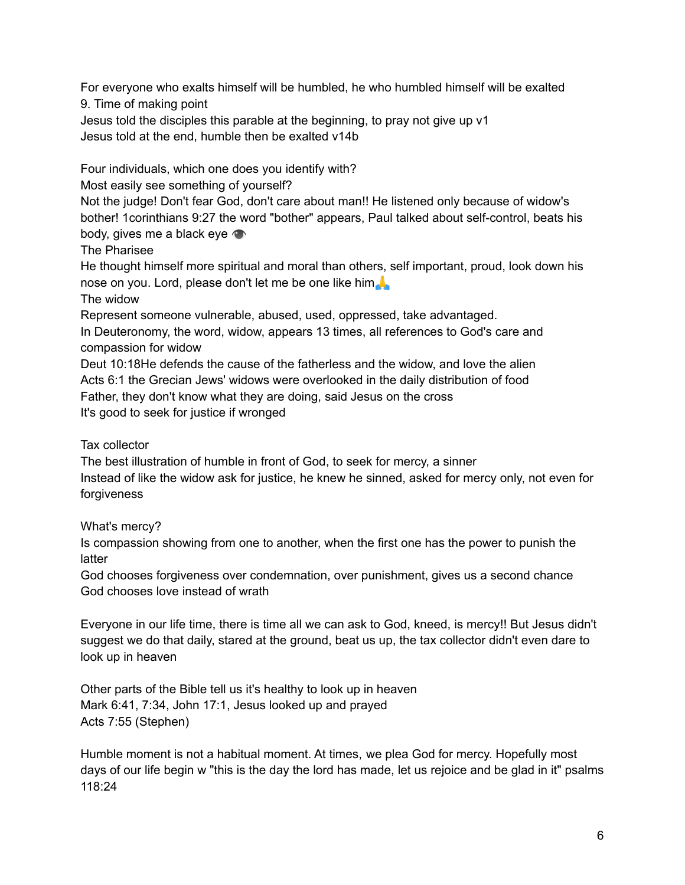For everyone who exalts himself will be humbled, he who humbled himself will be exalted

9. Time of making point

Jesus told the disciples this parable at the beginning, to pray not give up v1

Jesus told at the end, humble then be exalted v14b

Four individuals, which one does you identify with?

Most easily see something of yourself?

Not the judge! Don't fear God, don't care about man!! He listened only because of widow's bother! 1corinthians 9:27 the word "bother" appears, Paul talked about self-control, beats his body, gives me a black eye 👁

The Pharisee

He thought himself more spiritual and moral than others, self important, proud, look down his nose on you. Lord, please don't let me be one like him🙏

The widow

Represent someone vulnerable, abused, used, oppressed, take advantaged.

In Deuteronomy, the word, widow, appears 13 times, all references to God's care and compassion for widow

Deut 10:18He defends the cause of the fatherless and the widow, and love the alien

Acts 6:1 the Grecian Jews' widows were overlooked in the daily distribution of food

Father, they don't know what they are doing, said Jesus on the cross

It's good to seek for justice if wronged

Tax collector

The best illustration of humble in front of God, to seek for mercy, a sinner

Instead of like the widow ask for justice, he knew he sinned, asked for mercy only, not even for forgiveness

What's mercy?

Is compassion showing from one to another, when the first one has the power to punish the latter

God chooses forgiveness over condemnation, over punishment, gives us a second chance

God chooses love instead of wrath

Everyone in our life time, there is time all we can ask to God, kneed, is mercy!! But Jesus didn't suggest we do that daily, stared at the ground, beat us up, the tax collector didn't even dare to look up in heaven

Other parts of the Bible tell us it's healthy to look up in heaven

Mark 6:41, 7:34, John 17:1, Jesus looked up and prayed

Acts 7:55 (Stephen)

Humble moment is not a habitual moment. At times, we plea God for mercy. Hopefully most days of our life begin w "this is the day the lord has made, let us rejoice and be glad in it" psalms 118:24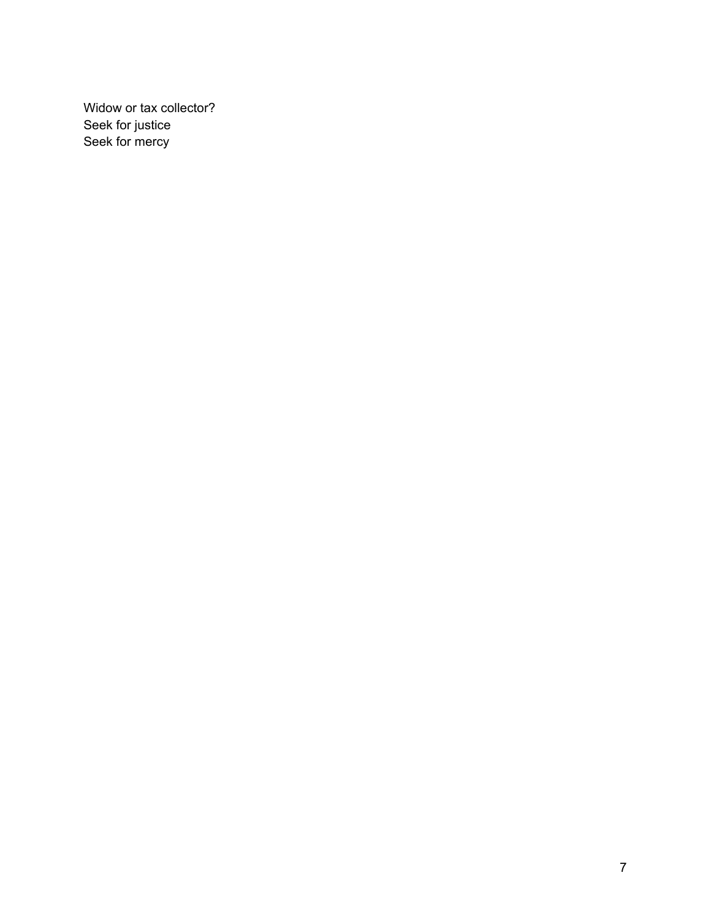Widow or tax collector?
Seek for justice
Seek for mercy